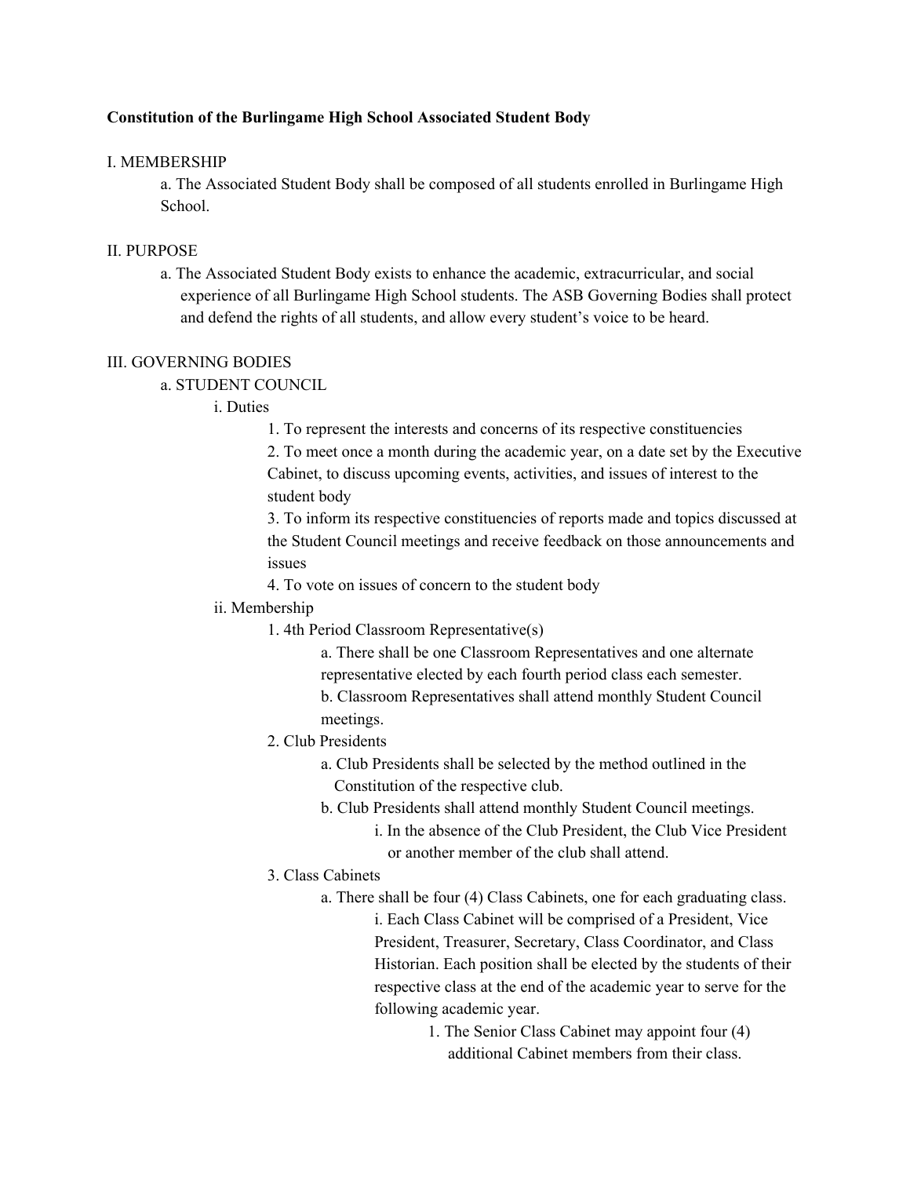**Constitution of the Burlingame High School Associated Student Body**

I. MEMBERSHIP

- a. The Associated Student Body shall be composed of all students enrolled in Burlingame High School.

II. PURPOSE

- a. The Associated Student Body exists to enhance the academic, extracurricular, and social experience of all Burlingame High School students. The ASB Governing Bodies shall protect and defend the rights of all students, and allow every student's voice to be heard.

III. GOVERNING BODIES

- a. STUDENT COUNCIL
  - i. Duties
    - 1. To represent the interests and concerns of its respective constituencies
    - 2. To meet once a month during the academic year, on a date set by the Executive Cabinet, to discuss upcoming events, activities, and issues of interest to the student body
    - 3. To inform its respective constituencies of reports made and topics discussed at the Student Council meetings and receive feedback on those announcements and issues
    - 4. To vote on issues of concern to the student body
  - ii. Membership
    - 1. 4th Period Classroom Representative(s)
      - a. There shall be one Classroom Representatives and one alternate representative elected by each fourth period class each semester.
      - b. Classroom Representatives shall attend monthly Student Council meetings.
    - 2. Club Presidents
      - a. Club Presidents shall be selected by the method outlined in the Constitution of the respective club.
      - b. Club Presidents shall attend monthly Student Council meetings.
        - i. In the absence of the Club President, the Club Vice President or another member of the club shall attend.
    - 3. Class Cabinets
      - a. There shall be four (4) Class Cabinets, one for each graduating class.
        - i. Each Class Cabinet will be comprised of a President, Vice President, Treasurer, Secretary, Class Coordinator, and Class Historian. Each position shall be elected by the students of their respective class at the end of the academic year to serve for the following academic year.
          - 1. The Senior Class Cabinet may appoint four (4) additional Cabinet members from their class.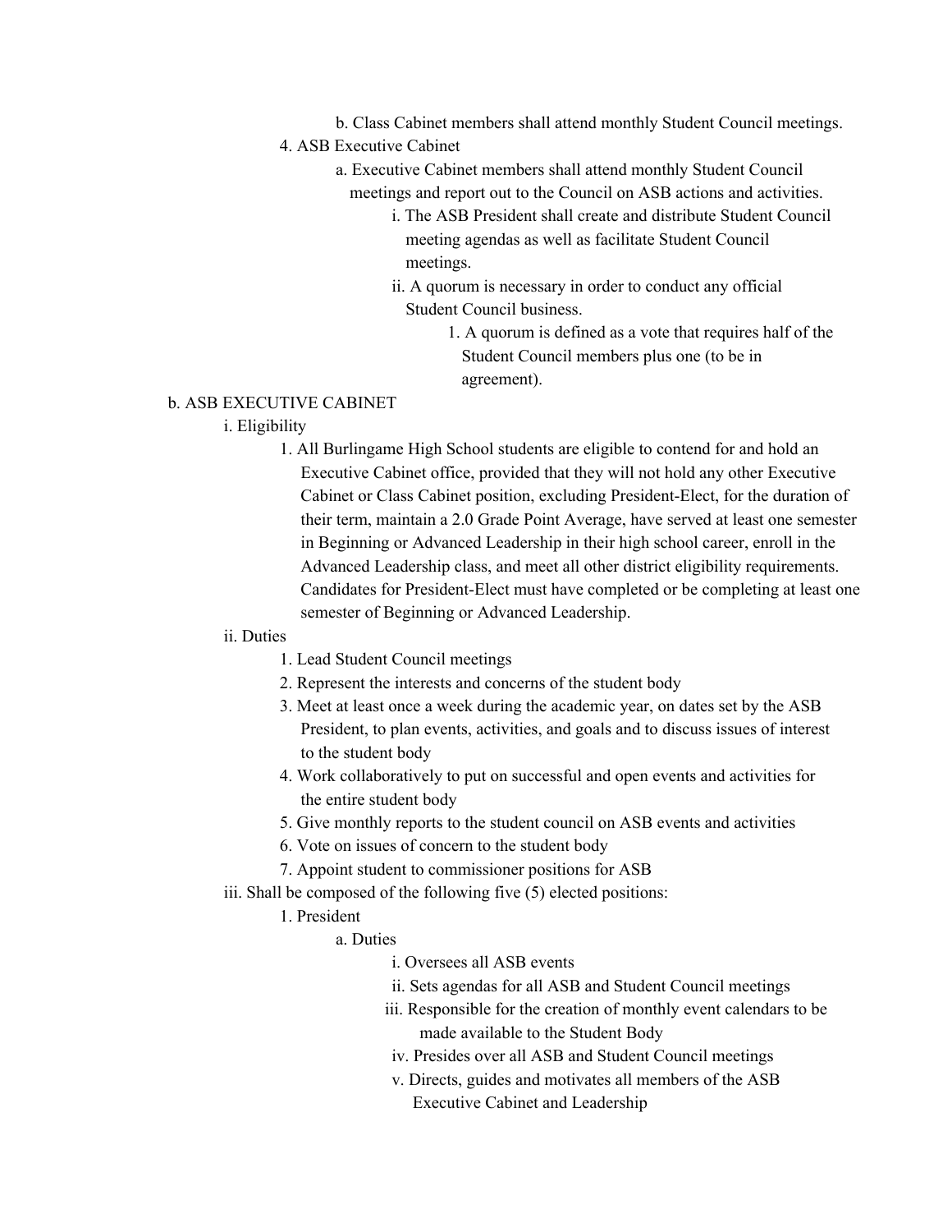b. Class Cabinet members shall attend monthly Student Council meetings.

4. ASB Executive Cabinet

a. Executive Cabinet members shall attend monthly Student Council meetings and report out to the Council on ASB actions and activities.

i. The ASB President shall create and distribute Student Council meeting agendas as well as facilitate Student Council meetings.

ii. A quorum is necessary in order to conduct any official Student Council business.

1. A quorum is defined as a vote that requires half of the Student Council members plus one (to be in agreement).

b. ASB EXECUTIVE CABINET

i. Eligibility

1. All Burlingame High School students are eligible to contend for and hold an Executive Cabinet office, provided that they will not hold any other Executive Cabinet or Class Cabinet position, excluding President-Elect, for the duration of their term, maintain a 2.0 Grade Point Average, have served at least one semester in Beginning or Advanced Leadership in their high school career, enroll in the Advanced Leadership class, and meet all other district eligibility requirements. Candidates for President-Elect must have completed or be completing at least one semester of Beginning or Advanced Leadership.

ii. Duties

1. Lead Student Council meetings
2. Represent the interests and concerns of the student body
3. Meet at least once a week during the academic year, on dates set by the ASB President, to plan events, activities, and goals and to discuss issues of interest to the student body
4. Work collaboratively to put on successful and open events and activities for the entire student body
5. Give monthly reports to the student council on ASB events and activities
6. Vote on issues of concern to the student body
7. Appoint student to commissioner positions for ASB

iii. Shall be composed of the following five (5) elected positions:

1. President

a. Duties

i. Oversees all ASB events

ii. Sets agendas for all ASB and Student Council meetings

iii. Responsible for the creation of monthly event calendars to be made available to the Student Body

iv. Presides over all ASB and Student Council meetings

v. Directs, guides and motivates all members of the ASB Executive Cabinet and Leadership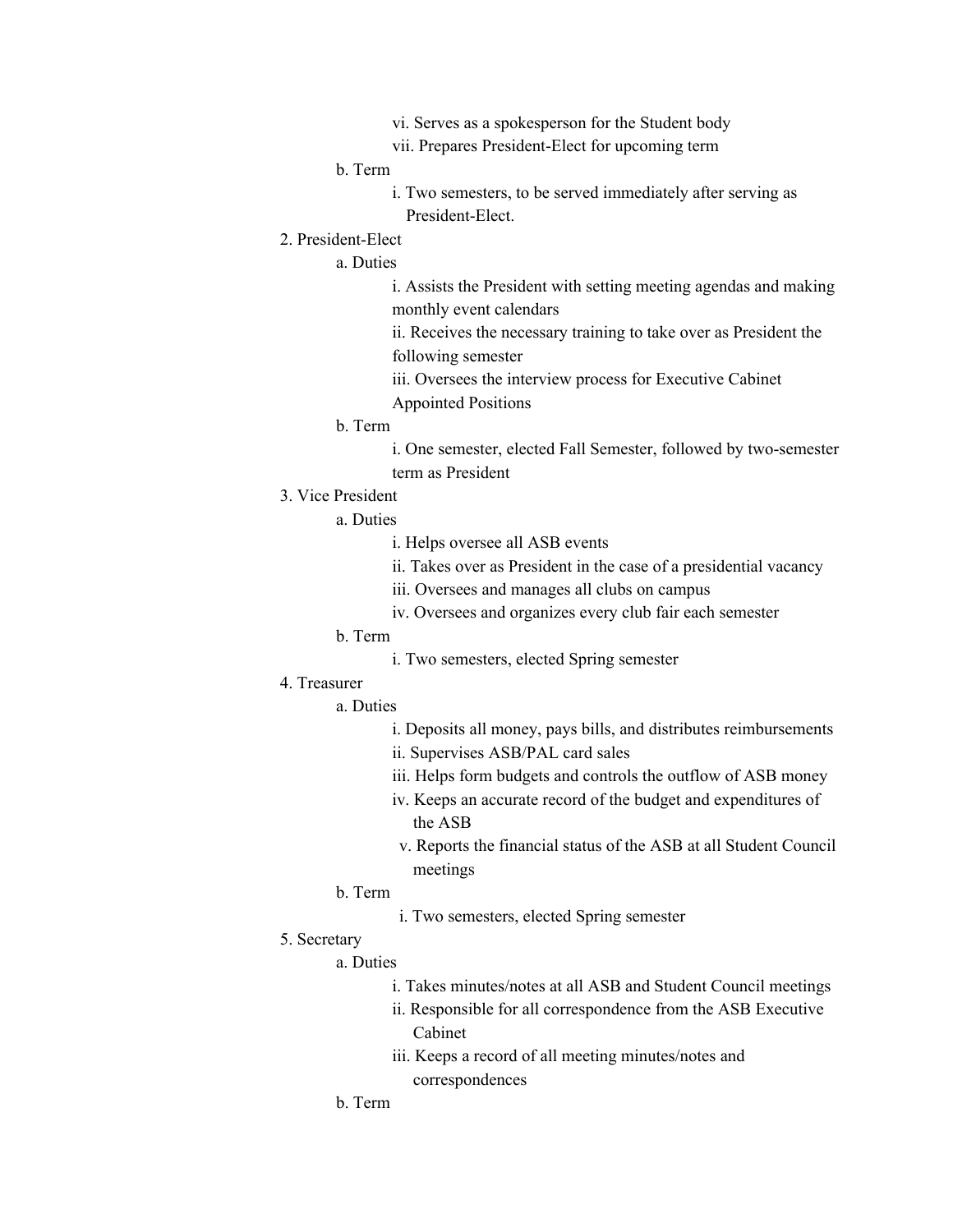vi. Serves as a spokesperson for the Student body
            vii. Prepares President-Elect for upcoming term
      b. Term
            i. Two semesters, to be served immediately after serving as President-Elect.

2. President-Elect
      a. Duties
            i. Assists the President with setting meeting agendas and making monthly event calendars
            ii. Receives the necessary training to take over as President the following semester
            iii. Oversees the interview process for Executive Cabinet Appointed Positions
      b. Term
            i. One semester, elected Fall Semester, followed by two-semester term as President

3. Vice President
      a. Duties
            i. Helps oversee all ASB events
            ii. Takes over as President in the case of a presidential vacancy
            iii. Oversees and manages all clubs on campus
            iv. Oversees and organizes every club fair each semester
      b. Term
            i. Two semesters, elected Spring semester

4. Treasurer
      a. Duties
            i. Deposits all money, pays bills, and distributes reimbursements
            ii. Supervises ASB/PAL card sales
            iii. Helps form budgets and controls the outflow of ASB money
            iv. Keeps an accurate record of the budget and expenditures of the ASB
            v. Reports the financial status of the ASB at all Student Council meetings
      b. Term
            i. Two semesters, elected Spring semester

5. Secretary
      a. Duties
            i. Takes minutes/notes at all ASB and Student Council meetings
            ii. Responsible for all correspondence from the ASB Executive Cabinet
            iii. Keeps a record of all meeting minutes/notes and correspondences
      b. Term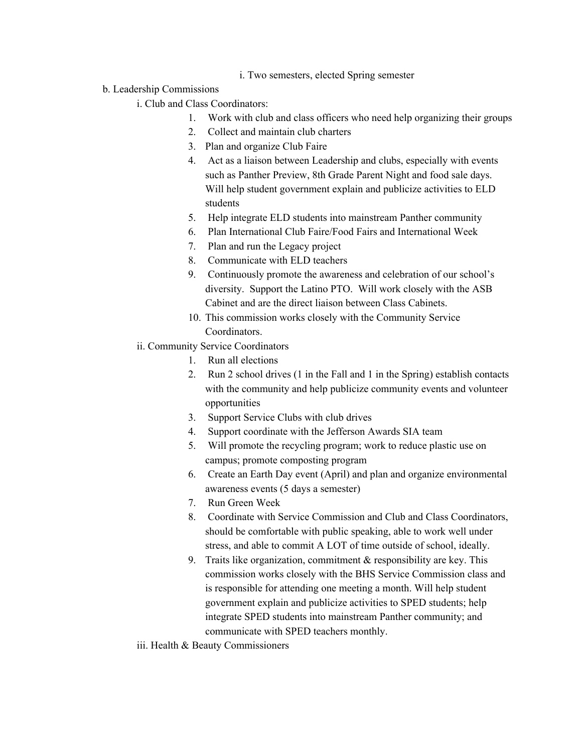i. Two semesters, elected Spring semester

b. Leadership Commissions

i. Club and Class Coordinators:

1. Work with club and class officers who need help organizing their groups
2. Collect and maintain club charters
3. Plan and organize Club Faire
4. Act as a liaison between Leadership and clubs, especially with events such as Panther Preview, 8th Grade Parent Night and food sale days. Will help student government explain and publicize activities to ELD students
5. Help integrate ELD students into mainstream Panther community
6. Plan International Club Faire/Food Fairs and International Week
7. Plan and run the Legacy project
8. Communicate with ELD teachers
9. Continuously promote the awareness and celebration of our school's diversity. Support the Latino PTO. Will work closely with the ASB Cabinet and are the direct liaison between Class Cabinets.
10. This commission works closely with the Community Service Coordinators.

ii. Community Service Coordinators

1. Run all elections
2. Run 2 school drives (1 in the Fall and 1 in the Spring) establish contacts with the community and help publicize community events and volunteer opportunities
3. Support Service Clubs with club drives
4. Support coordinate with the Jefferson Awards SIA team
5. Will promote the recycling program; work to reduce plastic use on campus; promote composting program
6. Create an Earth Day event (April) and plan and organize environmental awareness events (5 days a semester)
7. Run Green Week
8. Coordinate with Service Commission and Club and Class Coordinators, should be comfortable with public speaking, able to work well under stress, and able to commit A LOT of time outside of school, ideally.
9. Traits like organization, commitment & responsibility are key. This commission works closely with the BHS Service Commission class and is responsible for attending one meeting a month. Will help student government explain and publicize activities to SPED students; help integrate SPED students into mainstream Panther community; and communicate with SPED teachers monthly.

iii. Health & Beauty Commissioners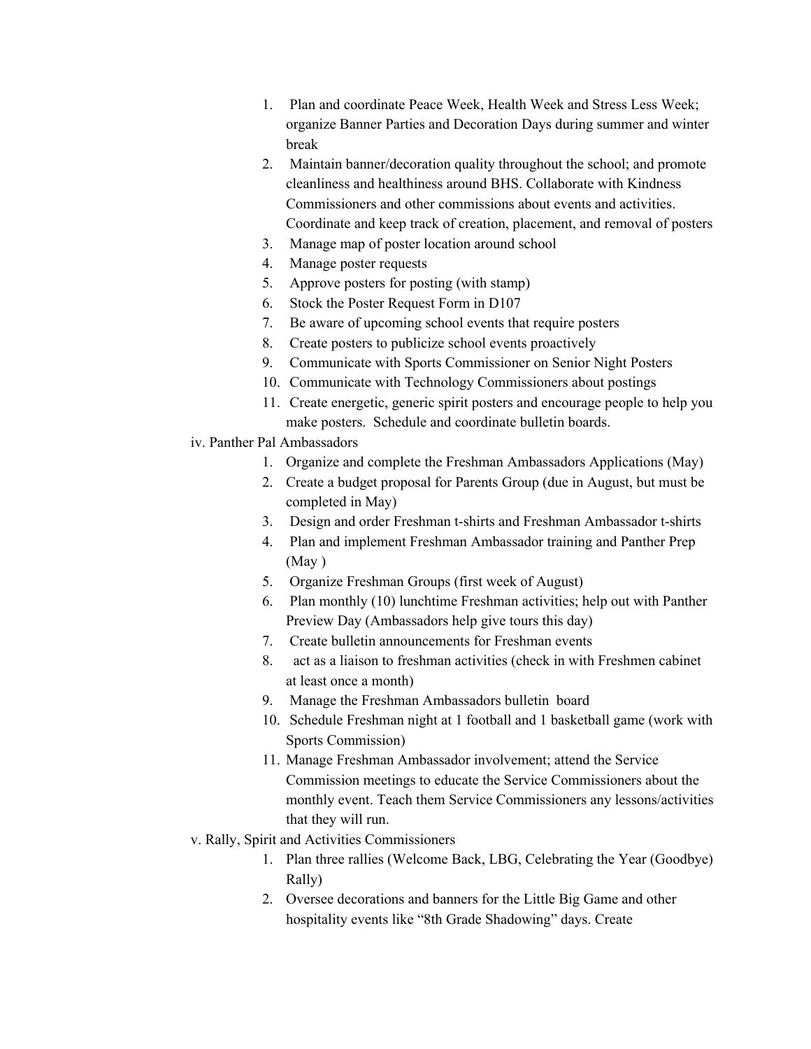1. Plan and coordinate Peace Week, Health Week and Stress Less Week; organize Banner Parties and Decoration Days during summer and winter break
2. Maintain banner/decoration quality throughout the school; and promote cleanliness and healthiness around BHS. Collaborate with Kindness Commissioners and other commissions about events and activities. Coordinate and keep track of creation, placement, and removal of posters
3. Manage map of poster location around school
4. Manage poster requests
5. Approve posters for posting (with stamp)
6. Stock the Poster Request Form in D107
7. Be aware of upcoming school events that require posters
8. Create posters to publicize school events proactively
9. Communicate with Sports Commissioner on Senior Night Posters
10. Communicate with Technology Commissioners about postings
11. Create energetic, generic spirit posters and encourage people to help you make posters. Schedule and coordinate bulletin boards.

iv. Panther Pal Ambassadors

1. Organize and complete the Freshman Ambassadors Applications (May)
2. Create a budget proposal for Parents Group (due in August, but must be completed in May)
3. Design and order Freshman t-shirts and Freshman Ambassador t-shirts
4. Plan and implement Freshman Ambassador training and Panther Prep (May )
5. Organize Freshman Groups (first week of August)
6. Plan monthly (10) lunchtime Freshman activities; help out with Panther Preview Day (Ambassadors help give tours this day)
7. Create bulletin announcements for Freshman events
8. act as a liaison to freshman activities (check in with Freshmen cabinet at least once a month)
9. Manage the Freshman Ambassadors bulletin board
10. Schedule Freshman night at 1 football and 1 basketball game (work with Sports Commission)
11. Manage Freshman Ambassador involvement; attend the Service Commission meetings to educate the Service Commissioners about the monthly event. Teach them Service Commissioners any lessons/activities that they will run.

v. Rally, Spirit and Activities Commissioners

1. Plan three rallies (Welcome Back, LBG, Celebrating the Year (Goodbye) Rally)
2. Oversee decorations and banners for the Little Big Game and other hospitality events like "8th Grade Shadowing" days. Create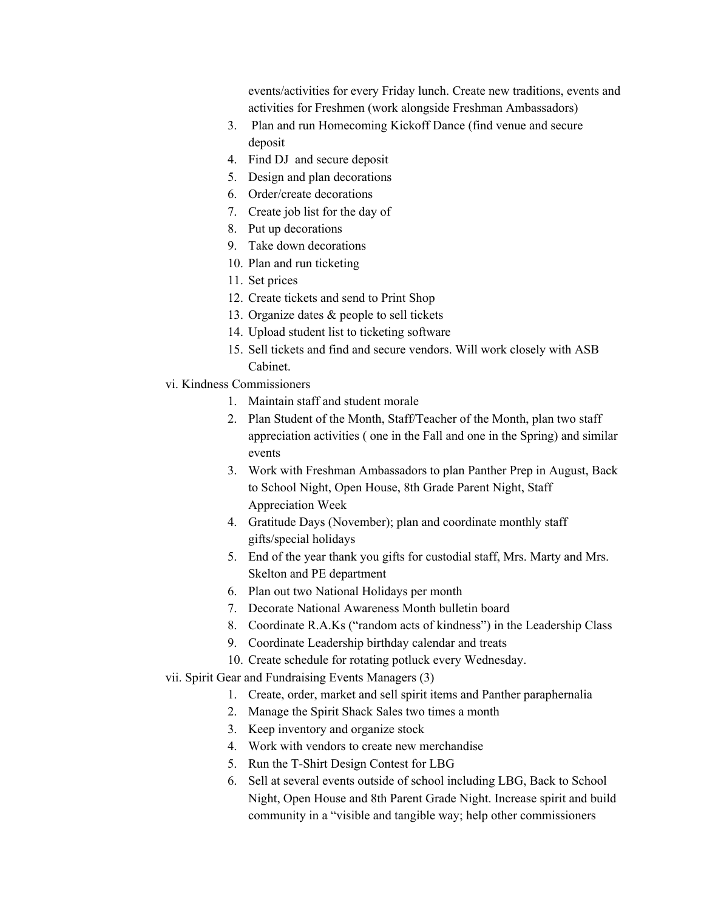events/activities for every Friday lunch. Create new traditions, events and activities for Freshmen (work alongside Freshman Ambassadors)

3. Plan and run Homecoming Kickoff Dance (find venue and secure deposit
4. Find DJ and secure deposit
5. Design and plan decorations
6. Order/create decorations
7. Create job list for the day of
8. Put up decorations
9. Take down decorations
10. Plan and run ticketing
11. Set prices
12. Create tickets and send to Print Shop
13. Organize dates & people to sell tickets
14. Upload student list to ticketing software
15. Sell tickets and find and secure vendors. Will work closely with ASB Cabinet.

vi. Kindness Commissioners

1. Maintain staff and student morale
2. Plan Student of the Month, Staff/Teacher of the Month, plan two staff appreciation activities ( one in the Fall and one in the Spring) and similar events
3. Work with Freshman Ambassadors to plan Panther Prep in August, Back to School Night, Open House, 8th Grade Parent Night, Staff Appreciation Week
4. Gratitude Days (November); plan and coordinate monthly staff gifts/special holidays
5. End of the year thank you gifts for custodial staff, Mrs. Marty and Mrs. Skelton and PE department
6. Plan out two National Holidays per month
7. Decorate National Awareness Month bulletin board
8. Coordinate R.A.Ks ("random acts of kindness") in the Leadership Class
9. Coordinate Leadership birthday calendar and treats
10. Create schedule for rotating potluck every Wednesday.

vii. Spirit Gear and Fundraising Events Managers (3)

1. Create, order, market and sell spirit items and Panther paraphernalia
2. Manage the Spirit Shack Sales two times a month
3. Keep inventory and organize stock
4. Work with vendors to create new merchandise
5. Run the T-Shirt Design Contest for LBG
6. Sell at several events outside of school including LBG, Back to School Night, Open House and 8th Parent Grade Night. Increase spirit and build community in a "visible and tangible way; help other commissioners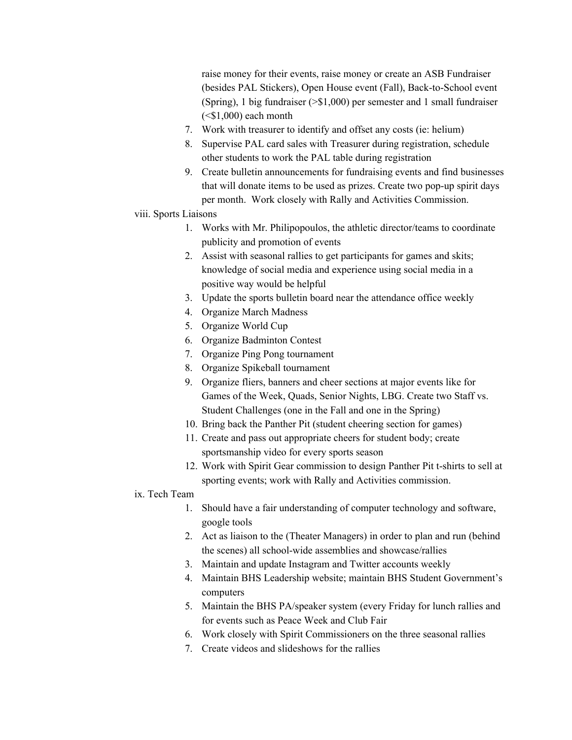raise money for their events, raise money or create an ASB Fundraiser (besides PAL Stickers), Open House event (Fall), Back-to-School event (Spring), 1 big fundraiser (>$1,000) per semester and 1 small fundraiser (<$1,000) each month

7. Work with treasurer to identify and offset any costs (ie: helium)
8. Supervise PAL card sales with Treasurer during registration, schedule other students to work the PAL table during registration
9. Create bulletin announcements for fundraising events and find businesses that will donate items to be used as prizes. Create two pop-up spirit days per month. Work closely with Rally and Activities Commission.

viii. Sports Liaisons

1. Works with Mr. Philipopoulos, the athletic director/teams to coordinate publicity and promotion of events
2. Assist with seasonal rallies to get participants for games and skits; knowledge of social media and experience using social media in a positive way would be helpful
3. Update the sports bulletin board near the attendance office weekly
4. Organize March Madness
5. Organize World Cup
6. Organize Badminton Contest
7. Organize Ping Pong tournament
8. Organize Spikeball tournament
9. Organize fliers, banners and cheer sections at major events like for Games of the Week, Quads, Senior Nights, LBG. Create two Staff vs. Student Challenges (one in the Fall and one in the Spring)
10. Bring back the Panther Pit (student cheering section for games)
11. Create and pass out appropriate cheers for student body; create sportsmanship video for every sports season
12. Work with Spirit Gear commission to design Panther Pit t-shirts to sell at sporting events; work with Rally and Activities commission.

ix. Tech Team

1. Should have a fair understanding of computer technology and software, google tools
2. Act as liaison to the (Theater Managers) in order to plan and run (behind the scenes) all school-wide assemblies and showcase/rallies
3. Maintain and update Instagram and Twitter accounts weekly
4. Maintain BHS Leadership website; maintain BHS Student Government's computers
5. Maintain the BHS PA/speaker system (every Friday for lunch rallies and for events such as Peace Week and Club Fair
6. Work closely with Spirit Commissioners on the three seasonal rallies
7. Create videos and slideshows for the rallies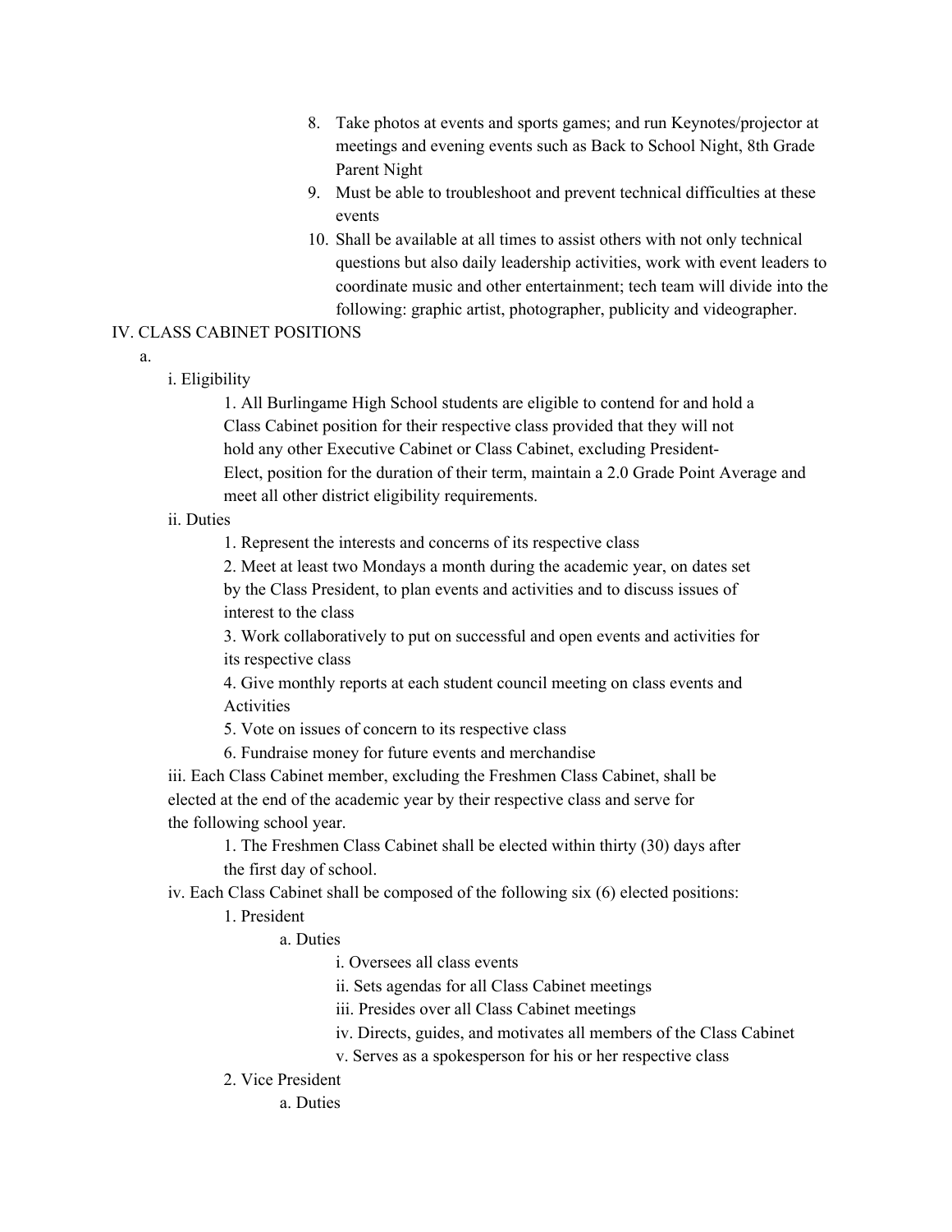8. Take photos at events and sports games; and run Keynotes/projector at meetings and evening events such as Back to School Night, 8th Grade Parent Night
9. Must be able to troubleshoot and prevent technical difficulties at these events
10. Shall be available at all times to assist others with not only technical questions but also daily leadership activities, work with event leaders to coordinate music and other entertainment; tech team will divide into the following: graphic artist, photographer, publicity and videographer.

IV. CLASS CABINET POSITIONS

a.

i. Eligibility

1. All Burlingame High School students are eligible to contend for and hold a Class Cabinet position for their respective class provided that they will not hold any other Executive Cabinet or Class Cabinet, excluding President-Elect, position for the duration of their term, maintain a 2.0 Grade Point Average and meet all other district eligibility requirements.

ii. Duties

1. Represent the interests and concerns of its respective class
2. Meet at least two Mondays a month during the academic year, on dates set by the Class President, to plan events and activities and to discuss issues of interest to the class
3. Work collaboratively to put on successful and open events and activities for its respective class
4. Give monthly reports at each student council meeting on class events and Activities
5. Vote on issues of concern to its respective class
6. Fundraise money for future events and merchandise

iii. Each Class Cabinet member, excluding the Freshmen Class Cabinet, shall be elected at the end of the academic year by their respective class and serve for the following school year.

1. The Freshmen Class Cabinet shall be elected within thirty (30) days after the first day of school.

iv. Each Class Cabinet shall be composed of the following six (6) elected positions:

1. President

a. Duties

i. Oversees all class events

ii. Sets agendas for all Class Cabinet meetings

iii. Presides over all Class Cabinet meetings

iv. Directs, guides, and motivates all members of the Class Cabinet

v. Serves as a spokesperson for his or her respective class

2. Vice President

a. Duties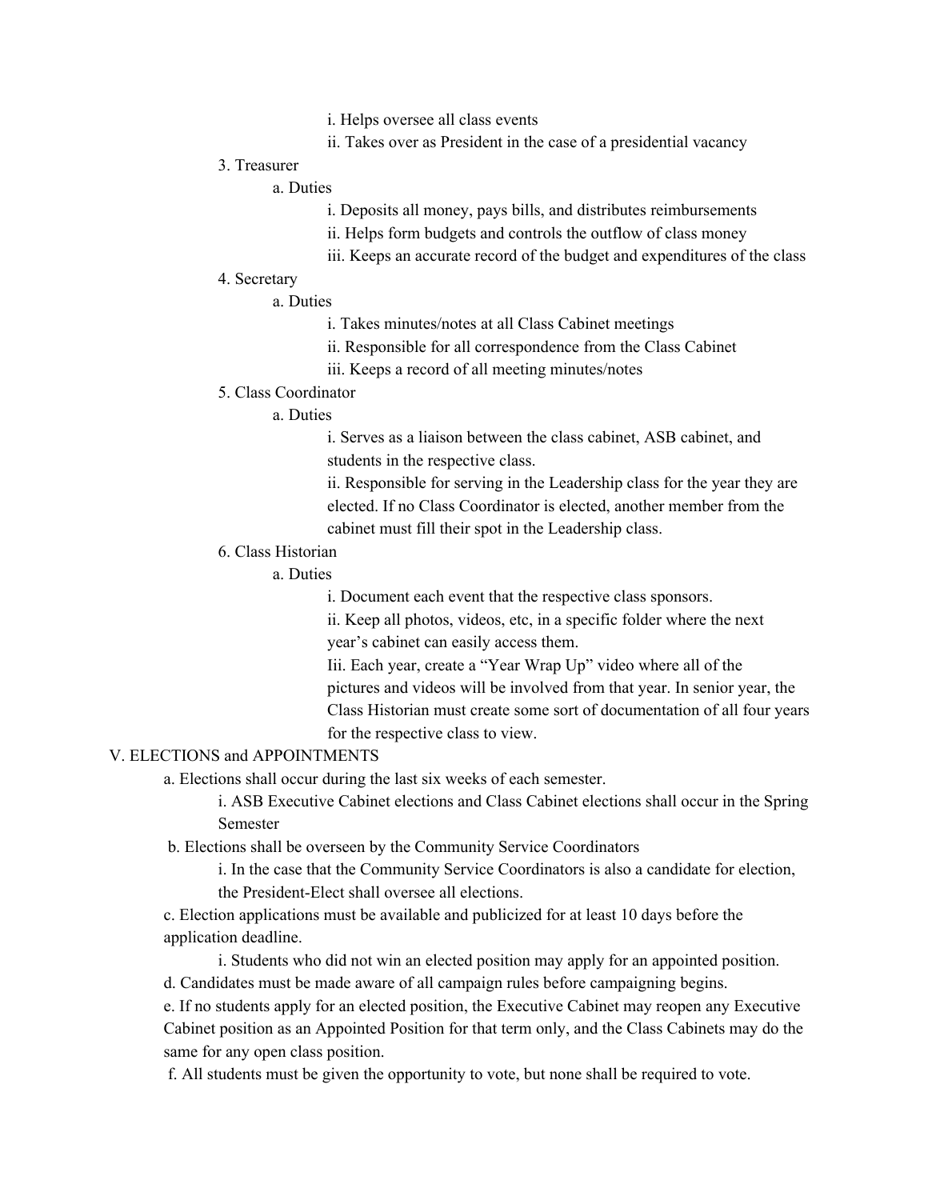i. Helps oversee all class events

ii. Takes over as President in the case of a presidential vacancy

3. Treasurer
   a. Duties

      i. Deposits all money, pays bills, and distributes reimbursements

      ii. Helps form budgets and controls the outflow of class money

      iii. Keeps an accurate record of the budget and expenditures of the class

4. Secretary
   a. Duties

      i. Takes minutes/notes at all Class Cabinet meetings

      ii. Responsible for all correspondence from the Class Cabinet

      iii. Keeps a record of all meeting minutes/notes

5. Class Coordinator
   a. Duties

      i. Serves as a liaison between the class cabinet, ASB cabinet, and students in the respective class.

      ii. Responsible for serving in the Leadership class for the year they are elected. If no Class Coordinator is elected, another member from the cabinet must fill their spot in the Leadership class.

6. Class Historian
   a. Duties

      i. Document each event that the respective class sponsors.

      ii. Keep all photos, videos, etc, in a specific folder where the next year's cabinet can easily access them.

      Iii. Each year, create a "Year Wrap Up" video where all of the pictures and videos will be involved from that year. In senior year, the Class Historian must create some sort of documentation of all four years for the respective class to view.

V. ELECTIONS and APPOINTMENTS

a. Elections shall occur during the last six weeks of each semester.

   i. ASB Executive Cabinet elections and Class Cabinet elections shall occur in the Spring Semester

b. Elections shall be overseen by the Community Service Coordinators

   i. In the case that the Community Service Coordinators is also a candidate for election, the President-Elect shall oversee all elections.

c. Election applications must be available and publicized for at least 10 days before the application deadline.

   i. Students who did not win an elected position may apply for an appointed position.

d. Candidates must be made aware of all campaign rules before campaigning begins.

e. If no students apply for an elected position, the Executive Cabinet may reopen any Executive Cabinet position as an Appointed Position for that term only, and the Class Cabinets may do the same for any open class position.

f. All students must be given the opportunity to vote, but none shall be required to vote.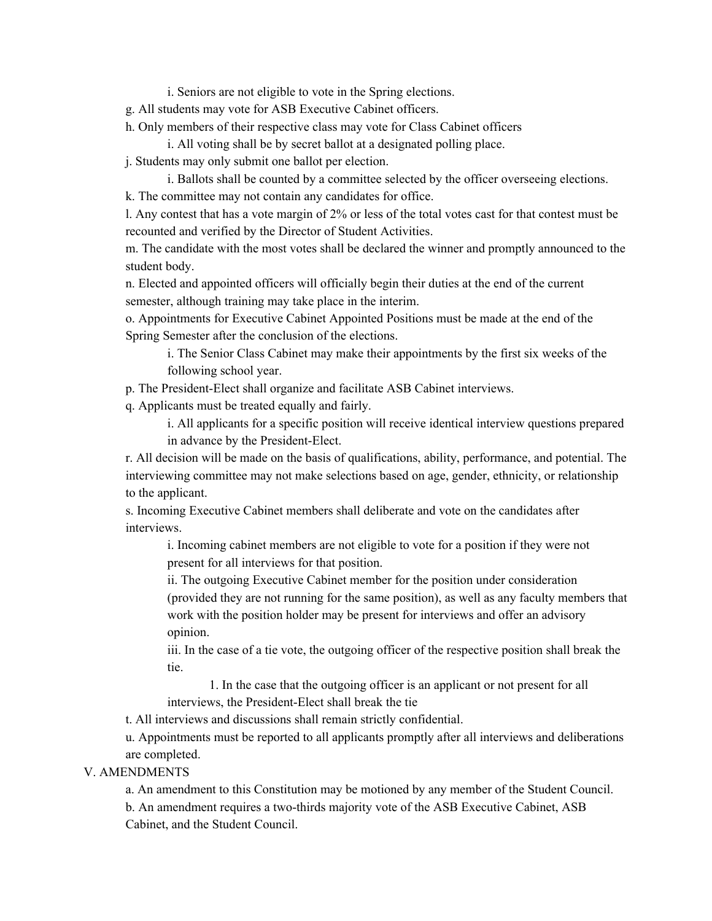i. Seniors are not eligible to vote in the Spring elections.

g. All students may vote for ASB Executive Cabinet officers.

h. Only members of their respective class may vote for Class Cabinet officers

    i. All voting shall be by secret ballot at a designated polling place.

j. Students may only submit one ballot per election.

    i. Ballots shall be counted by a committee selected by the officer overseeing elections.

k. The committee may not contain any candidates for office.

l. Any contest that has a vote margin of 2% or less of the total votes cast for that contest must be recounted and verified by the Director of Student Activities.

m. The candidate with the most votes shall be declared the winner and promptly announced to the student body.

n. Elected and appointed officers will officially begin their duties at the end of the current semester, although training may take place in the interim.

o. Appointments for Executive Cabinet Appointed Positions must be made at the end of the Spring Semester after the conclusion of the elections.

    i. The Senior Class Cabinet may make their appointments by the first six weeks of the following school year.

p. The President-Elect shall organize and facilitate ASB Cabinet interviews.

q. Applicants must be treated equally and fairly.

    i. All applicants for a specific position will receive identical interview questions prepared in advance by the President-Elect.

r. All decision will be made on the basis of qualifications, ability, performance, and potential. The interviewing committee may not make selections based on age, gender, ethnicity, or relationship to the applicant.

s. Incoming Executive Cabinet members shall deliberate and vote on the candidates after interviews.

    i. Incoming cabinet members are not eligible to vote for a position if they were not present for all interviews for that position.

    ii. The outgoing Executive Cabinet member for the position under consideration (provided they are not running for the same position), as well as any faculty members that work with the position holder may be present for interviews and offer an advisory opinion.

    iii. In the case of a tie vote, the outgoing officer of the respective position shall break the tie.

        1. In the case that the outgoing officer is an applicant or not present for all interviews, the President-Elect shall break the tie

t. All interviews and discussions shall remain strictly confidential.

u. Appointments must be reported to all applicants promptly after all interviews and deliberations are completed.

## V. AMENDMENTS

a. An amendment to this Constitution may be motioned by any member of the Student Council.

b. An amendment requires a two-thirds majority vote of the ASB Executive Cabinet, ASB Cabinet, and the Student Council.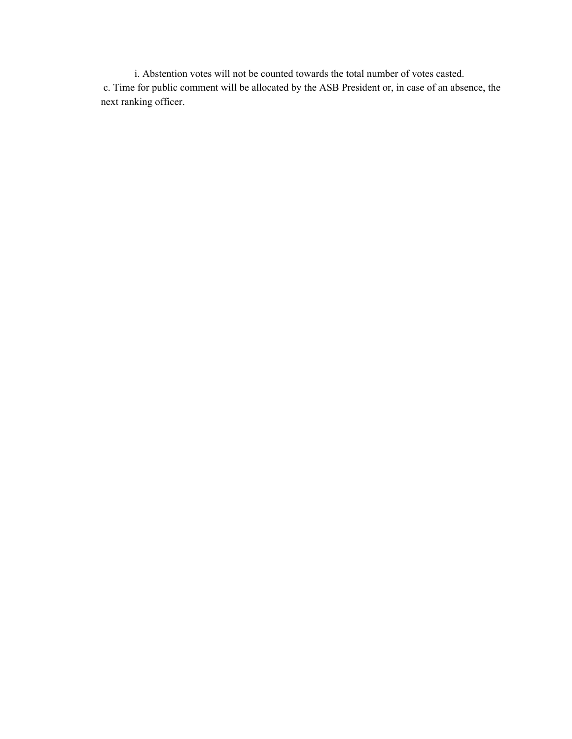i. Abstention votes will not be counted towards the total number of votes casted.

c. Time for public comment will be allocated by the ASB President or, in case of an absence, the next ranking officer.